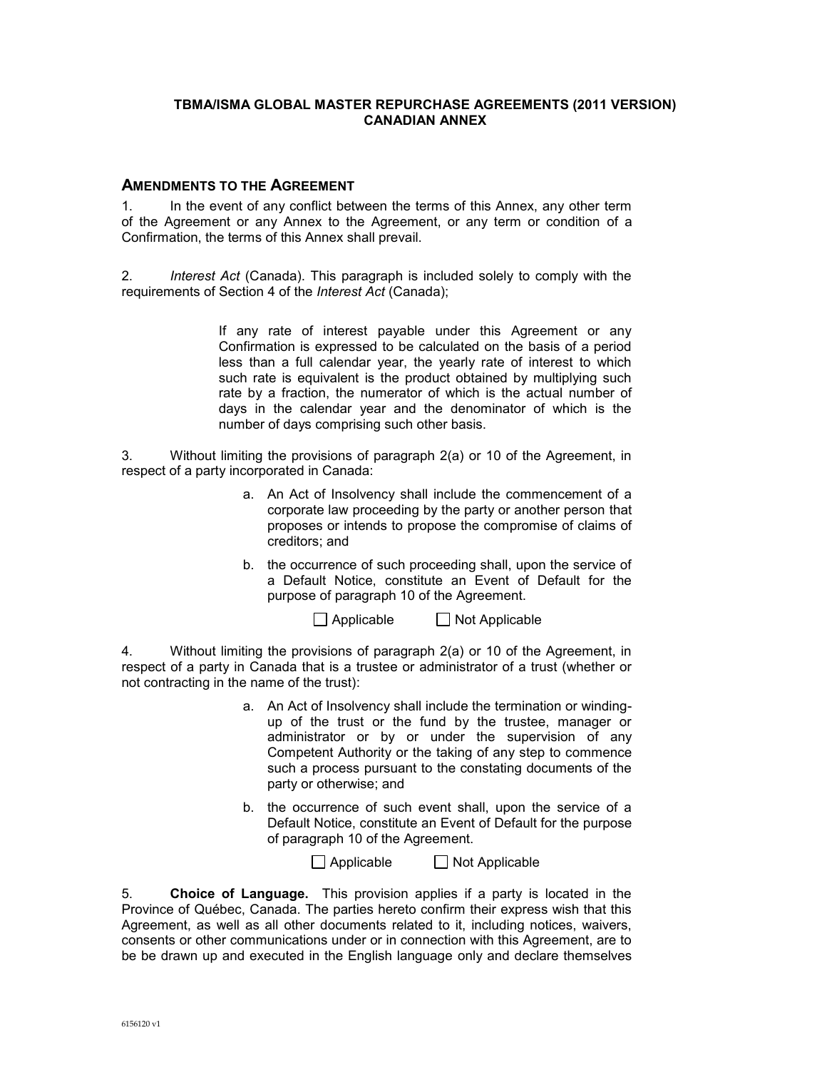**TBMA/ISMA GLOBAL MASTER REPURCHASE AGREEMENTS (2011 VERSION)**
**CANADIAN ANNEX**

## AMENDMENTS TO THE AGREEMENT

1. In the event of any conflict between the terms of this Annex, any other term of the Agreement or any Annex to the Agreement, or any term or condition of a Confirmation, the terms of this Annex shall prevail.

2. *Interest Act* (Canada). This paragraph is included solely to comply with the requirements of Section 4 of the *Interest Act* (Canada);

> If any rate of interest payable under this Agreement or any Confirmation is expressed to be calculated on the basis of a period less than a full calendar year, the yearly rate of interest to which such rate is equivalent is the product obtained by multiplying such rate by a fraction, the numerator of which is the actual number of days in the calendar year and the denominator of which is the number of days comprising such other basis.

3. Without limiting the provisions of paragraph 2(a) or 10 of the Agreement, in respect of a party incorporated in Canada:

   a. An Act of Insolvency shall include the commencement of a corporate law proceeding by the party or another person that proposes or intends to propose the compromise of claims of creditors; and

   b. the occurrence of such proceeding shall, upon the service of a Default Notice, constitute an Event of Default for the purpose of paragraph 10 of the Agreement.

   ☐ Applicable ☐ Not Applicable

4. Without limiting the provisions of paragraph 2(a) or 10 of the Agreement, in respect of a party in Canada that is a trustee or administrator of a trust (whether or not contracting in the name of the trust):

   a. An Act of Insolvency shall include the termination or winding-up of the trust or the fund by the trustee, manager or administrator or by or under the supervision of any Competent Authority or the taking of any step to commence such a process pursuant to the constating documents of the party or otherwise; and

   b. the occurrence of such event shall, upon the service of a Default Notice, constitute an Event of Default for the purpose of paragraph 10 of the Agreement.

   ☐ Applicable ☐ Not Applicable

5. **Choice of Language.** This provision applies if a party is located in the Province of Québec, Canada. The parties hereto confirm their express wish that this Agreement, as well as all other documents related to it, including notices, waivers, consents or other communications under or in connection with this Agreement, are to be be drawn up and executed in the English language only and declare themselves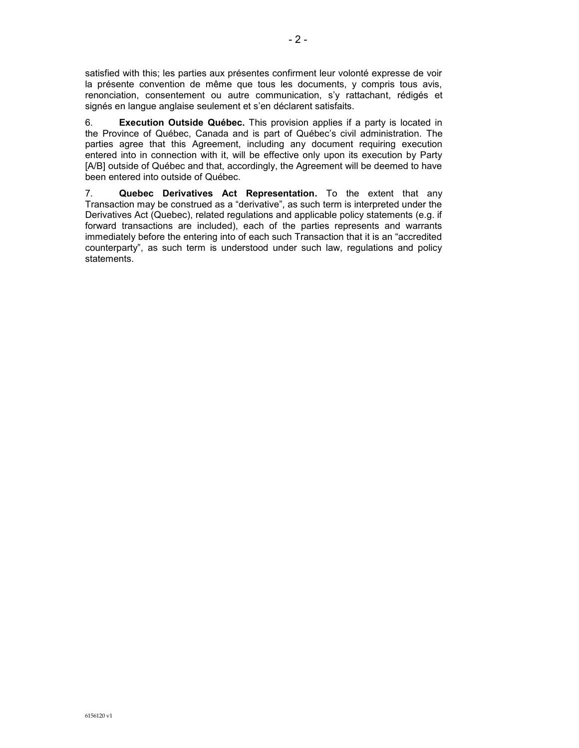satisfied with this; les parties aux présentes confirment leur volonté expresse de voir la présente convention de même que tous les documents, y compris tous avis, renonciation, consentement ou autre communication, s'y rattachant, rédigés et signés en langue anglaise seulement et s'en déclarent satisfaits.

6. **Execution Outside Québec.** This provision applies if a party is located in the Province of Québec, Canada and is part of Québec's civil administration. The parties agree that this Agreement, including any document requiring execution entered into in connection with it, will be effective only upon its execution by Party [A/B] outside of Québec and that, accordingly, the Agreement will be deemed to have been entered into outside of Québec.

7. **Quebec Derivatives Act Representation.** To the extent that any Transaction may be construed as a "derivative", as such term is interpreted under the Derivatives Act (Quebec), related regulations and applicable policy statements (e.g. if forward transactions are included), each of the parties represents and warrants immediately before the entering into of each such Transaction that it is an "accredited counterparty", as such term is understood under such law, regulations and policy statements.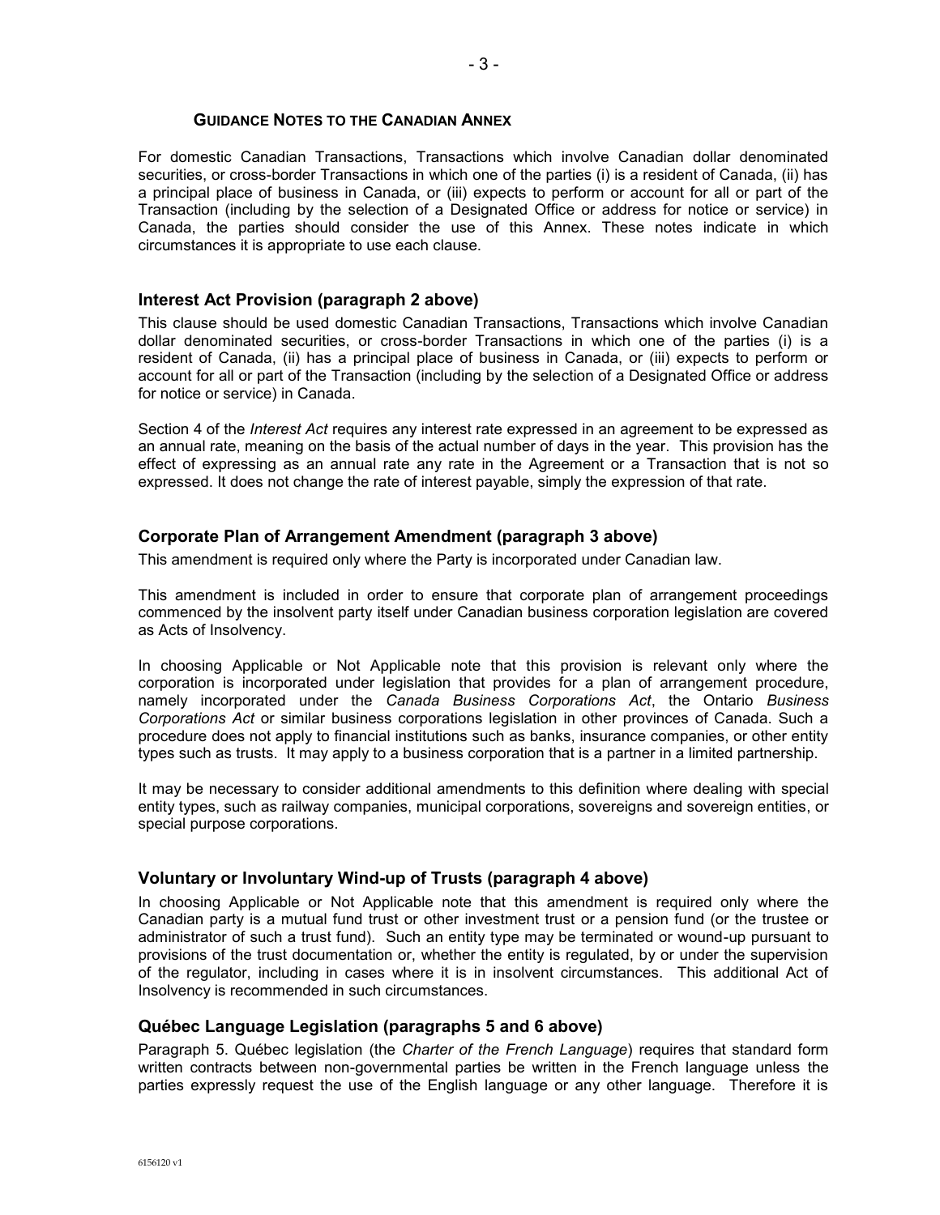## Guidance Notes to the Canadian Annex

For domestic Canadian Transactions, Transactions which involve Canadian dollar denominated securities, or cross-border Transactions in which one of the parties (i) is a resident of Canada, (ii) has a principal place of business in Canada, or (iii) expects to perform or account for all or part of the Transaction (including by the selection of a Designated Office or address for notice or service) in Canada, the parties should consider the use of this Annex. These notes indicate in which circumstances it is appropriate to use each clause.

### Interest Act Provision (paragraph 2 above)

This clause should be used domestic Canadian Transactions, Transactions which involve Canadian dollar denominated securities, or cross-border Transactions in which one of the parties (i) is a resident of Canada, (ii) has a principal place of business in Canada, or (iii) expects to perform or account for all or part of the Transaction (including by the selection of a Designated Office or address for notice or service) in Canada.

Section 4 of the *Interest Act* requires any interest rate expressed in an agreement to be expressed as an annual rate, meaning on the basis of the actual number of days in the year. This provision has the effect of expressing as an annual rate any rate in the Agreement or a Transaction that is not so expressed. It does not change the rate of interest payable, simply the expression of that rate.

### Corporate Plan of Arrangement Amendment (paragraph 3 above)

This amendment is required only where the Party is incorporated under Canadian law.

This amendment is included in order to ensure that corporate plan of arrangement proceedings commenced by the insolvent party itself under Canadian business corporation legislation are covered as Acts of Insolvency.

In choosing Applicable or Not Applicable note that this provision is relevant only where the corporation is incorporated under legislation that provides for a plan of arrangement procedure, namely incorporated under the *Canada Business Corporations Act*, the Ontario *Business Corporations Act* or similar business corporations legislation in other provinces of Canada. Such a procedure does not apply to financial institutions such as banks, insurance companies, or other entity types such as trusts. It may apply to a business corporation that is a partner in a limited partnership.

It may be necessary to consider additional amendments to this definition where dealing with special entity types, such as railway companies, municipal corporations, sovereigns and sovereign entities, or special purpose corporations.

### Voluntary or Involuntary Wind-up of Trusts (paragraph 4 above)

In choosing Applicable or Not Applicable note that this amendment is required only where the Canadian party is a mutual fund trust or other investment trust or a pension fund (or the trustee or administrator of such a trust fund). Such an entity type may be terminated or wound-up pursuant to provisions of the trust documentation or, whether the entity is regulated, by or under the supervision of the regulator, including in cases where it is in insolvent circumstances. This additional Act of Insolvency is recommended in such circumstances.

### Québec Language Legislation (paragraphs 5 and 6 above)

Paragraph 5. Québec legislation (the *Charter of the French Language*) requires that standard form written contracts between non-governmental parties be written in the French language unless the parties expressly request the use of the English language or any other language. Therefore it is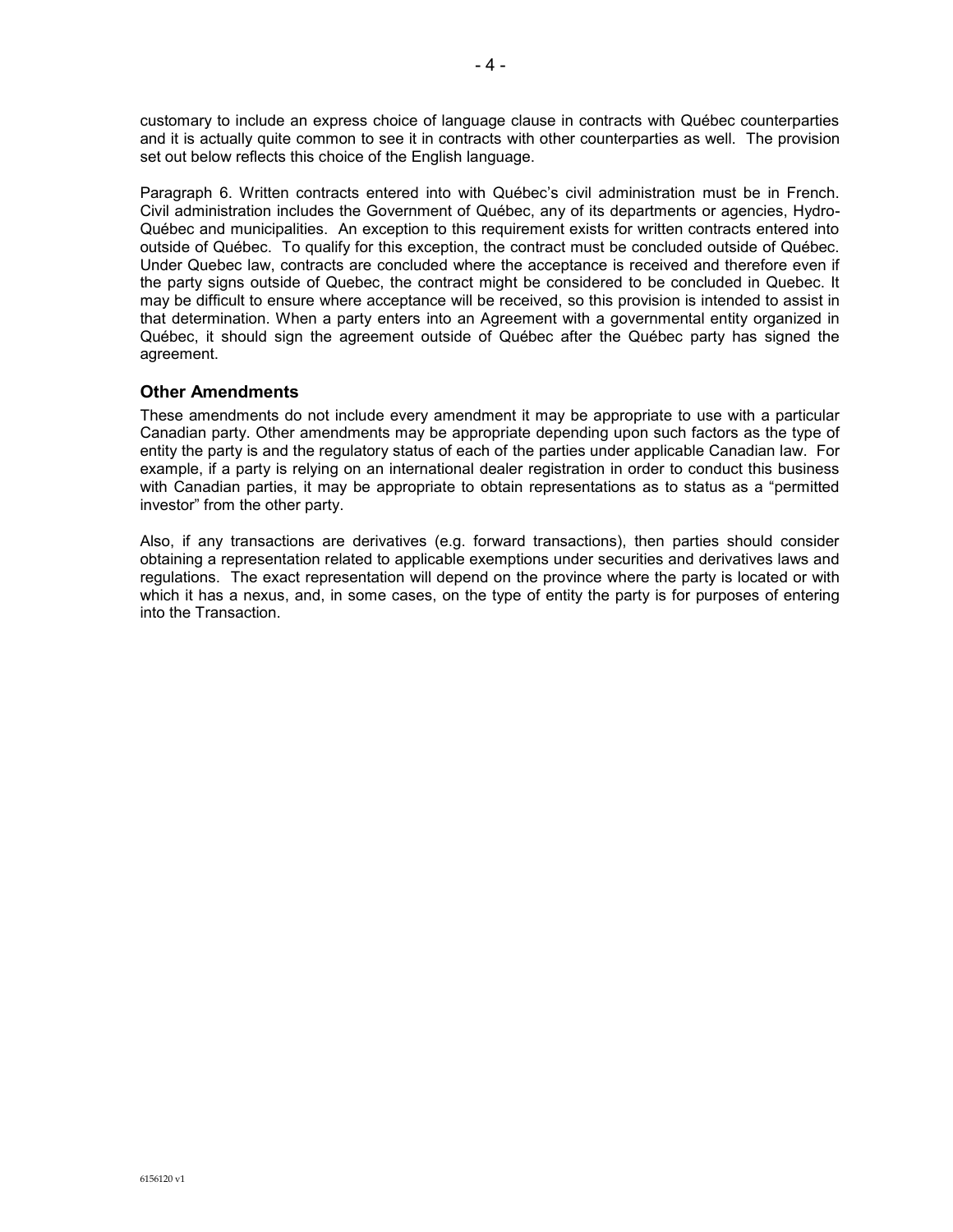customary to include an express choice of language clause in contracts with Québec counterparties and it is actually quite common to see it in contracts with other counterparties as well. The provision set out below reflects this choice of the English language.

Paragraph 6. Written contracts entered into with Québec's civil administration must be in French. Civil administration includes the Government of Québec, any of its departments or agencies, Hydro-Québec and municipalities. An exception to this requirement exists for written contracts entered into outside of Québec. To qualify for this exception, the contract must be concluded outside of Québec. Under Quebec law, contracts are concluded where the acceptance is received and therefore even if the party signs outside of Quebec, the contract might be considered to be concluded in Quebec. It may be difficult to ensure where acceptance will be received, so this provision is intended to assist in that determination. When a party enters into an Agreement with a governmental entity organized in Québec, it should sign the agreement outside of Québec after the Québec party has signed the agreement.

### Other Amendments

These amendments do not include every amendment it may be appropriate to use with a particular Canadian party. Other amendments may be appropriate depending upon such factors as the type of entity the party is and the regulatory status of each of the parties under applicable Canadian law. For example, if a party is relying on an international dealer registration in order to conduct this business with Canadian parties, it may be appropriate to obtain representations as to status as a "permitted investor" from the other party.

Also, if any transactions are derivatives (e.g. forward transactions), then parties should consider obtaining a representation related to applicable exemptions under securities and derivatives laws and regulations. The exact representation will depend on the province where the party is located or with which it has a nexus, and, in some cases, on the type of entity the party is for purposes of entering into the Transaction.